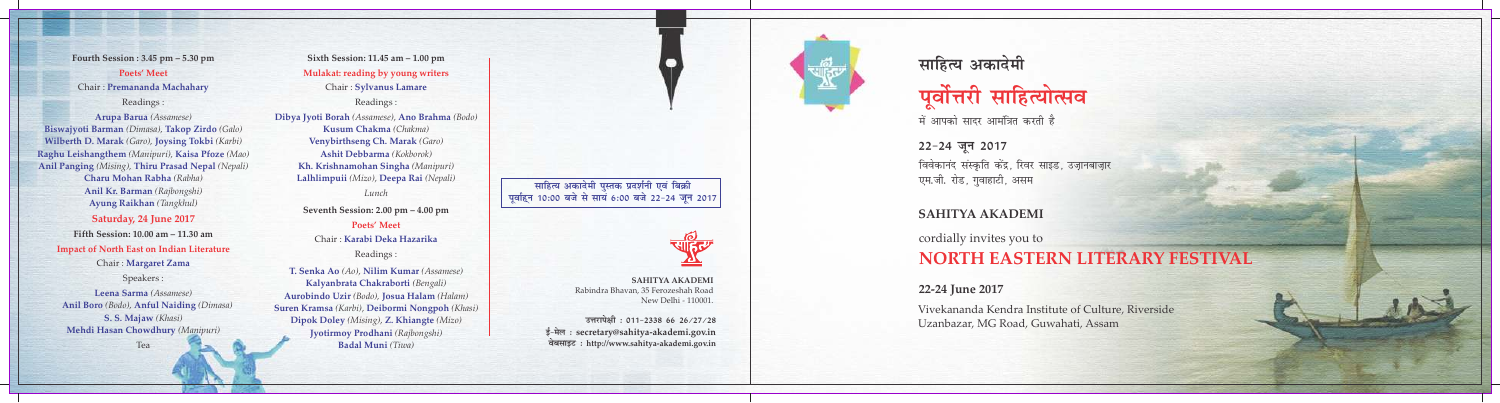**Fourth Session : 3.45 pm – 5.30 pm**

**Poets' Meet**

Chair : **Premananda Machahary**

Readings :

**Arupa Barua** *(Assamese)*
**Biswajyoti Barman** *(Dimasa)*, **Takop Zirdo** *(Galo)*
**Wilberth D. Marak** *(Garo)*, **Joysing Tokbi** *(Karbi)*
**Raghu Leishangthem** *(Manipuri)*, **Kaisa Pfoze** *(Mao)*
**Anil Panging** *(Mising)*, **Thiru Prasad Nepal** *(Nepali)*
**Charu Mohan Rabha** *(Rabha)*
**Anil Kr. Barman** *(Rajbongshi)*
**Ayung Raikhan** *(Tangkhul)*

**Saturday, 24 June 2017**

**Fifth Session: 10.00 am – 11.30 am**

**Impact of North East on Indian Literature**

Chair : **Margaret Zama**

Speakers :

**Leena Sarma** *(Assamese)*
**Anil Boro** *(Bodo)*, **Anful Naiding** *(Dimasa)*
**S. S. Majaw** *(Khasi)*
**Mehdi Hasan Chowdhury** *(Manipuri)*

Tea

**Sixth Session: 11.45 am – 1.00 pm**

**Mulakat: reading by young writers**

Chair : **Sylvanus Lamare**

Readings :

**Dibya Jyoti Borah** *(Assamese)*, **Ano Brahma** *(Bodo)*
**Kusum Chakma** *(Chakma)*
**Venybirthseng Ch. Marak** *(Garo)*
**Ashit Debbarma** *(Kokborok)*
**Kh. Krishnamohan Singha** *(Manipuri)*
**Lalhlimpuii** *(Mizo)*, **Deepa Rai** *(Nepali)*

*Lunch*

**Seventh Session: 2.00 pm – 4.00 pm**

**Poets' Meet**

Chair : **Karabi Deka Hazarika**

Readings :

**T. Senka Ao** *(Ao)*, **Nilim Kumar** *(Assamese)*
**Kalyanbrata Chakraborti** *(Bengali)*
**Aurobindo Uzir** *(Bodo)*, **Josua Halam** *(Halam)*
**Suren Kramsa** *(Karbi)*, **Deibormi Nongpoh** *(Khasi)*
**Dipok Doley** *(Mising)*, **Z. Khiangte** *(Mizo)*
**Jyotirmoy Prodhani** *(Rajbongshi)*
**Badal Muni** *(Tiwa)*

साहित्य अकादेमी पुस्तक प्रदर्शनी एवं बिक्री
पूर्वाह्न 10:00 बजे से सायं 6:00 बजे 22-24 जून 2017

**SAHITYA AKADEMI**
Rabindra Bhavan, 35 Ferozeshah Road
New Delhi - 110001.

उत्तरापेक्षी : 011-2338 66 26/27/28
ई-मेल : secretary@sahitya-akademi.gov.in
वेबसाइट : http://www.sahitya-akademi.gov.in

## साहित्य अकादेमी

# पूर्वोत्तरी साहित्योत्सव

में आपको सादर आमंत्रित करती है

**22-24 जून 2017**

विवेकानंद संस्कृति केंद्र, रिवर साइड, उज़ानबाज़ार
एम.जी. रोड, गुवाहाटी, असम

## SAHITYA AKADEMI

cordially invites you to

# NORTH EASTERN LITERARY FESTIVAL

**22-24 June 2017**

Vivekananda Kendra Institute of Culture, Riverside
Uzanbazar, MG Road, Guwahati, Assam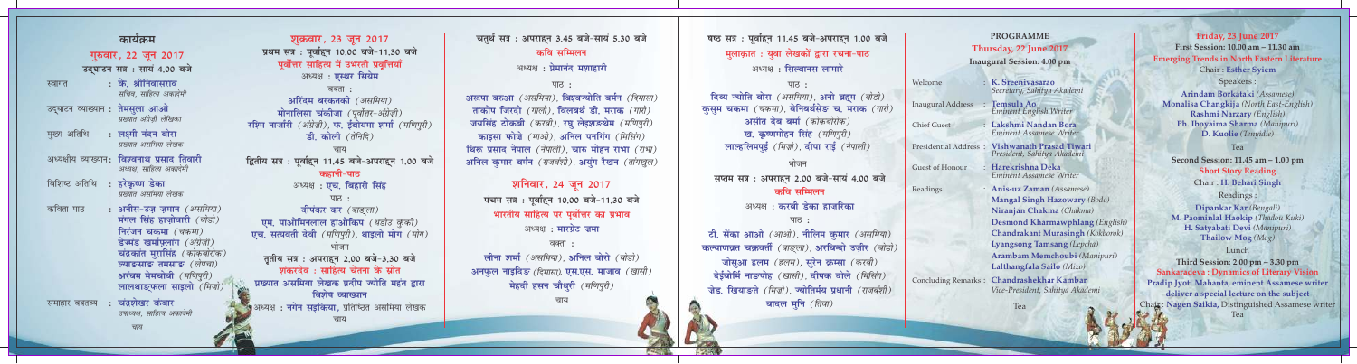# कार्यक्रम

## गुरुवार, 22 जून 2017

### उद्घाटन सत्र : सायं 4.00 बजे

स्वागत : के. श्रीनिवासराव
*सचिव, साहित्य अकादेमी*

उद्घाटन व्याख्यान : तेमसुला आओ
*प्रख्यात अंग्रेज़ी लेखिका*

मुख्य अतिथि : लक्ष्मी नंदन बोरा
*प्रख्यात असमिया लेखक*

अध्यक्षीय व्याख्यान : विश्वनाथ प्रसाद तिवारी
*अध्यक्ष, साहित्य अकादेमी*

विशिष्ट अतिथि : हरेकृष्ण डेका
*प्रख्यात असमिया लेखक*

कविता पाठ : अनीस-उज़ ज़मान (असमिया)
मंगल सिंह हाज़ोवारी (बोडो)
निरंजन चकमा (चकमा)
डेस्मंड खर्माफ़्लांग (अंग्रेज़ी)
चंद्रकांत मुराशिंह (कोकबोरोक)
ल्याङसाङ तमसाङ (लेपचा)
अरंबम मेमचोबी (मणिपुरी)
लालथांङफ़ला साइलो (मिज़ो)

समाहार वक्तव्य : चंद्रशेखर कंबार
*उपाध्यक्ष, साहित्य अकादेमी*

चाय

## शुक्रवार, 23 जून 2017

### प्रथम सत्र : पूर्वाह्न 10.00 बजे-11.30 बजे

**पूर्वोत्तर साहित्य में उभरती प्रवृत्तियाँ**

अध्यक्ष : एस्थर सियेम

वक्ता :

अरिंदम बरकतकी (असमिया)
मोनालिसा चंकीजा (पूर्वोत्तर-अंग्रेज़ी)
रश्मि नारज़ारी (अंग्रेज़ी), फ. ईबोयामा शर्मा (मणिपुरी)
डी. कोली (तेनिदि)

चाय

### द्वितीय सत्र : पूर्वाह्न 11.45 बजे-अपराह्न 1.00 बजे

**कहानी-पाठ**

अध्यक्ष : एच. बिहारी सिंह

पाठ :

दीपंकर कर (बाङ्ला)
एम. पाओमिनलाल हाओकिप (थडोउ कुकी)
एच. सत्यवती देवी (मणिपुरी), थाइलो मोग (मोग)

भोजन

### तृतीय सत्र : अपराह्न 2.00 बजे-3.30 बजे

**शंकरदेव : साहित्य चेतना के स्रोत**

प्रख्यात असमिया लेखक प्रदीप ज्योति महंत द्वारा विशेष व्याख्यान

अध्यक्ष : नगेन सइकिया, प्रतिष्ठित असमिया लेखक

चाय

### चतुर्थ सत्र : अपराह्न 3.45 बजे-सायं 5.30 बजे

**कवि सम्मिलन**

अध्यक्ष : प्रेमानंद मशाहारी

पाठ :

अरूपा बरुआ (असमिया), विश्वज्योति बर्मन (दिमासा)
ताकोप ज़िरवो (गालो), विलबर्ट डी. मराक (गारो)
जयसिंह टोकबी (कार्बी), रघु लेइशङथेम (मणिपुरी)
काइसा फोङे (माओ), अनिल पनगिंग (मिसिंग)
धिरू प्रसाद नेपाल (नेपाली), चारु मोहन राभा (राभा)
अनिल कुमार बर्मन (राजबंशी), अयुंग रैखन (तांगखुल)

## शनिवार, 24 जून 2017

### पंचम सत्र : पूर्वाह्न 10.00 बजे-11.30 बजे

**भारतीय साहित्य पर पूर्वोत्तर का प्रभाव**

अध्यक्ष : मारग्रेट ज़मा

वक्ता :

लीना शर्मा (असमिया), अनिल बोरो (बोडो)
अनफुल नाइबेङ (दिमासा), एस.एस. माजाव (खासी)
मेहदी हसन चौधुरी (मणिपुरी)

चाय

### षष्ठ सत्र : पूर्वाह्न 11.45 बजे-अपराह्न 1.00 बजे

**मुलाक़ात : युवा लेखकों द्वारा रचना-पाठ**

अध्यक्ष : सिल्वानस लामारे

पाठ :

दिव्य ज्योति बोरा (असमिया), अनो ब्रह्म (बोडो)
कुसुम चकमा (चकमा), वेनिचर्चसेंग च. मराक (गारो)
असीत देब बर्मा (कोकबोरोक)
ख. कृष्णमोहन सिंह (मणिपुरी)
लाल्हलिमपुई (मिज़ो), दीपा राई (नेपाली)

भोजन

### सप्तम सत्र : अपराह्न 2.00 बजे-सायं 4.00 बजे

**कवि सम्मिलन**

अध्यक्ष : करबी डेका हाज़रिका

पाठ :

टी. सेंका आओ (आओ), नीलिम कुमार (असमिया)
कल्याणव्रत चक्रवर्ती (बाङ्ला), अरविन्दो उज़ीर (बोडो)
जोसुआ हलम (हलम), सुरेन क्रम्सा (कार्बी)
वेईबोर्मि नाङपोङ (खासी), दीपक दोले (मिसिंग)
जेड. ख़ियाङते (मिज़ो), ज्योतिर्मय प्रधानी (राजबंशी)
बादल मुनि (तिवा)

---

# PROGRAMME

## Thursday, 22 June 2017

### Inaugural Session: 4.00 pm

Welcome : **K. Sreenivasarao**
*Secretary, Sahitya Akademi*

Inaugural Address : **Temsula Ao**
*Eminent English Writer*

Chief Guest : **Lakshmi Nandan Bora**
*Eminent Assamese Writer*

Presidential Address : **Vishwanath Prasad Tiwari**
*President, Sahitya Akademi*

Guest of Honour : **Harekrishna Deka**
*Eminent Assamese Writer*

Readings : **Anis-uz Zaman** *(Assamese)*
**Mangal Singh Hazowary** *(Bodo)*
**Niranjan Chakma** *(Chakma)*
**Desmond Kharmawphlang** *(English)*
**Chandrakant Murasingh** *(Kokborok)*
**Lyangsong Tamsang** *(Lepcha)*
**Arambam Memchoubi** *(Manipuri)*
**Lalthangfala Sailo** *(Mizo)*

Concluding Remarks : **Chandrashekhar Kambar**
*Vice-President, Sahitya Akademi*

Tea

## Friday, 23 June 2017

### First Session: 10.00 am – 11.30 am

**Emerging Trends in North Eastern Literature**

Chair : **Esther Syiem**

Speakers :

**Arindam Borkataki** *(Assamese)*
**Monalisa Changkija** *(North East-English)*
**Rashmi Narzary** *(English)*
**Ph. Iboyaima Sharma** *(Manipuri)*
**D. Kuolie** *(Tenyidie)*

Tea

### Second Session: 11.45 am – 1.00 pm

**Short Story Reading**

Chair : **H. Behari Singh**

Readings :

**Dipankar Kar** *(Bengali)*
**M. Paominlal Haokip** *(Thadou Kuki)*
**H. Satyabati Devi** *(Manipuri)*
**Thailow Mog** *(Mog)*

Lunch

### Third Session: 2.00 pm – 3.30 pm

**Sankaradeva : Dynamics of Literary Vision**

**Pradip Jyoti Mahanta, eminent Assamese writer deliver a special lecture on the subject**

Chair : **Nagen Saikia**, Distinguished Assamese writer

Tea